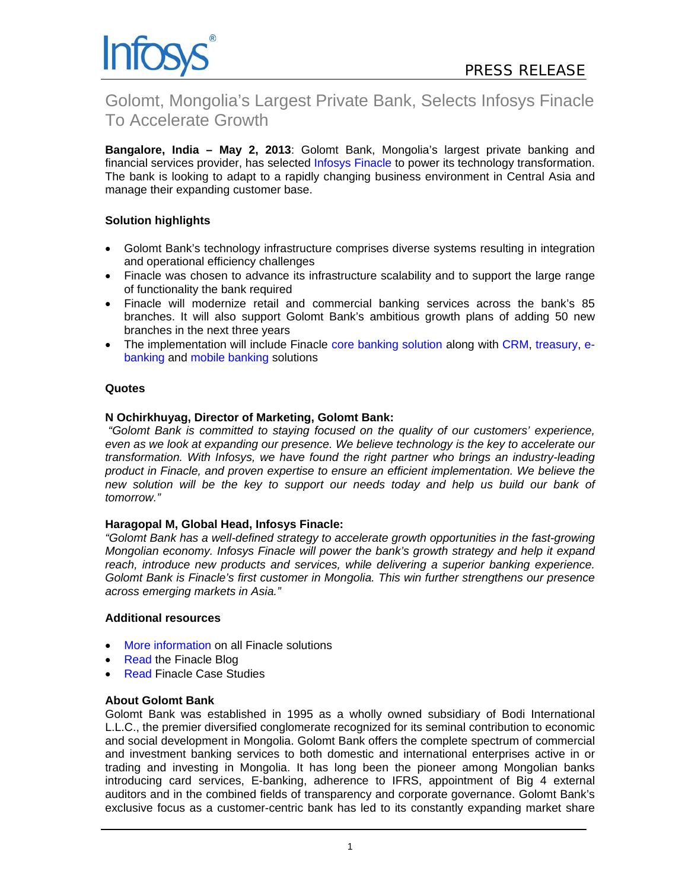PRESS RELEASE

# Golomt, Mongolia's Largest Private Bank, Selects Infosys Finacle To Accelerate Growth

**Bangalore, India – May 2, 2013**: Golomt Bank, Mongolia's largest private banking and financial services provider, has selected Infosys Finacle to power its technology transformation. The bank is looking to adapt to a rapidly changing business environment in Central Asia and manage their expanding customer base.

### Solution highlights

- Golomt Bank's technology infrastructure comprises diverse systems resulting in integration and operational efficiency challenges
- Finacle was chosen to advance its infrastructure scalability and to support the large range of functionality the bank required
- Finacle will modernize retail and commercial banking services across the bank's 85 branches. It will also support Golomt Bank's ambitious growth plans of adding 50 new branches in the next three years
- The implementation will include Finacle core banking solution along with CRM, treasury, e-banking and mobile banking solutions

### Quotes

**N Ochirkhuyag, Director of Marketing, Golomt Bank:**
*"Golomt Bank is committed to staying focused on the quality of our customers' experience, even as we look at expanding our presence. We believe technology is the key to accelerate our transformation. With Infosys, we have found the right partner who brings an industry-leading product in Finacle, and proven expertise to ensure an efficient implementation. We believe the new solution will be the key to support our needs today and help us build our bank of tomorrow."*

**Haragopal M, Global Head, Infosys Finacle:**
*"Golomt Bank has a well-defined strategy to accelerate growth opportunities in the fast-growing Mongolian economy. Infosys Finacle will power the bank's growth strategy and help it expand reach, introduce new products and services, while delivering a superior banking experience. Golomt Bank is Finacle's first customer in Mongolia. This win further strengthens our presence across emerging markets in Asia."*

### Additional resources

- More information on all Finacle solutions
- Read the Finacle Blog
- Read Finacle Case Studies

### About Golomt Bank

Golomt Bank was established in 1995 as a wholly owned subsidiary of Bodi International L.L.C., the premier diversified conglomerate recognized for its seminal contribution to economic and social development in Mongolia. Golomt Bank offers the complete spectrum of commercial and investment banking services to both domestic and international enterprises active in or trading and investing in Mongolia. It has long been the pioneer among Mongolian banks introducing card services, E-banking, adherence to IFRS, appointment of Big 4 external auditors and in the combined fields of transparency and corporate governance. Golomt Bank's exclusive focus as a customer-centric bank has led to its constantly expanding market share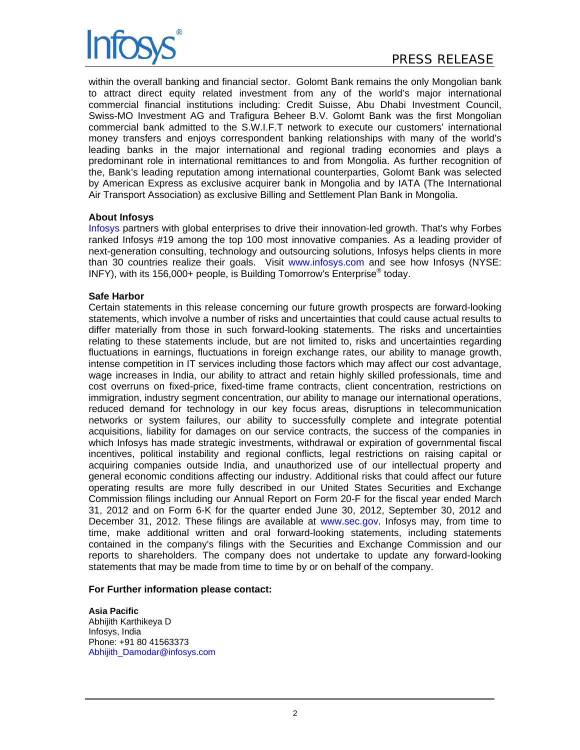within the overall banking and financial sector. Golomt Bank remains the only Mongolian bank to attract direct equity related investment from any of the world's major international commercial financial institutions including: Credit Suisse, Abu Dhabi Investment Council, Swiss-MO Investment AG and Trafigura Beheer B.V. Golomt Bank was the first Mongolian commercial bank admitted to the S.W.I.F.T network to execute our customers' international money transfers and enjoys correspondent banking relationships with many of the world's leading banks in the major international and regional trading economies and plays a predominant role in international remittances to and from Mongolia. As further recognition of the, Bank's leading reputation among international counterparties, Golomt Bank was selected by American Express as exclusive acquirer bank in Mongolia and by IATA (The International Air Transport Association) as exclusive Billing and Settlement Plan Bank in Mongolia.

**About Infosys**

Infosys partners with global enterprises to drive their innovation-led growth. That's why Forbes ranked Infosys #19 among the top 100 most innovative companies. As a leading provider of next-generation consulting, technology and outsourcing solutions, Infosys helps clients in more than 30 countries realize their goals. Visit www.infosys.com and see how Infosys (NYSE: INFY), with its 156,000+ people, is Building Tomorrow's Enterprise® today.

**Safe Harbor**

Certain statements in this release concerning our future growth prospects are forward-looking statements, which involve a number of risks and uncertainties that could cause actual results to differ materially from those in such forward-looking statements. The risks and uncertainties relating to these statements include, but are not limited to, risks and uncertainties regarding fluctuations in earnings, fluctuations in foreign exchange rates, our ability to manage growth, intense competition in IT services including those factors which may affect our cost advantage, wage increases in India, our ability to attract and retain highly skilled professionals, time and cost overruns on fixed-price, fixed-time frame contracts, client concentration, restrictions on immigration, industry segment concentration, our ability to manage our international operations, reduced demand for technology in our key focus areas, disruptions in telecommunication networks or system failures, our ability to successfully complete and integrate potential acquisitions, liability for damages on our service contracts, the success of the companies in which Infosys has made strategic investments, withdrawal or expiration of governmental fiscal incentives, political instability and regional conflicts, legal restrictions on raising capital or acquiring companies outside India, and unauthorized use of our intellectual property and general economic conditions affecting our industry. Additional risks that could affect our future operating results are more fully described in our United States Securities and Exchange Commission filings including our Annual Report on Form 20-F for the fiscal year ended March 31, 2012 and on Form 6-K for the quarter ended June 30, 2012, September 30, 2012 and December 31, 2012. These filings are available at www.sec.gov. Infosys may, from time to time, make additional written and oral forward-looking statements, including statements contained in the company's filings with the Securities and Exchange Commission and our reports to shareholders. The company does not undertake to update any forward-looking statements that may be made from time to time by or on behalf of the company.

**For Further information please contact:**

**Asia Pacific**
Abhijith Karthikeya D
Infosys, India
Phone: +91 80 41563373
Abhijith_Damodar@infosys.com